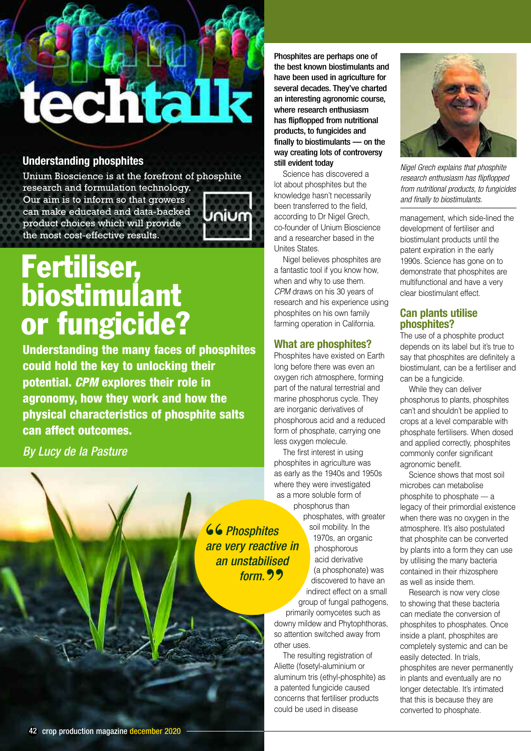# techtalk

## Understanding phosphites

Unium Bioscience is at the forefront of phosphite research and formulation technology. Our aim is to inform so that growers can make educated and data-backed product choices which will provide the most cost-effective results.

# Fertiliser, biostimulant or fungicide?

**Understanding the many faces of phosphites could hold the key to unlocking their potential. *CPM* explores their role in agronomy, how they work and how the physical characteristics of phosphite salts can affect outcomes.**

*By Lucy de la Pasture*

**Phosphites are perhaps one of the best known biostimulants and have been used in agriculture for several decades. They've charted an interesting agronomic course, where research enthusiasm has flipflopped from nutritional products, to fungicides and finally to biostimulants — on the way creating lots of controversy still evident today**

Science has discovered a lot about phosphites but the knowledge hasn't necessarily been transferred to the field, according to Dr Nigel Grech, co-founder of Unium Bioscience and a researcher based in the Unites States.

Nigel believes phosphites are a fantastic tool if you know how, when and why to use them. *CPM* draws on his 30 years of research and his experience using phosphites on his own family farming operation in California.

## What are phosphites?

Phosphites have existed on Earth long before there was even an oxygen rich atmosphere, forming part of the natural terrestrial and marine phosphorus cycle. They are inorganic derivatives of phosphorous acid and a reduced form of phosphate, carrying one less oxygen molecule.

The first interest in using phosphites in agriculture was as early as the 1940s and 1950s where they were investigated as a more soluble form of phosphorus than phosphates, with greater soil mobility. In the 1970s, an organic phosphorous acid derivative (a phosphonate) was discovered to have an indirect effect on a small group of fungal pathogens, primarily oomycetes such as downy mildew and Phytophthoras, so attention switched away from other uses.

> "Phosphites are very reactive in an unstabilised form."

The resulting registration of Aliette (fosetyl-aluminium or aluminum tris (ethyl-phosphite) as a patented fungicide caused concerns that fertiliser products could be used in disease management, which side-lined the development of fertiliser and biostimulant products until the patent expiration in the early 1990s. Science has gone on to demonstrate that phosphites are multifunctional and have a very clear biostimulant effect.

*Nigel Grech explains that phosphite research enthusiasm has flipflopped from nutritional products, to fungicides and finally to biostimulants.*

## Can plants utilise phosphites?

The use of a phosphite product depends on its label but it's true to say that phosphites are definitely a biostimulant, can be a fertiliser and can be a fungicide.

While they can deliver phosphorus to plants, phosphites can't and shouldn't be applied to crops at a level comparable with phosphate fertilisers. When dosed and applied correctly, phosphites commonly confer significant agronomic benefit.

Science shows that most soil microbes can metabolise phosphite to phosphate — a legacy of their primordial existence when there was no oxygen in the atmosphere. It's also postulated that phosphite can be converted by plants into a form they can use by utilising the many bacteria contained in their rhizosphere as well as inside them.

Research is now very close to showing that these bacteria can mediate the conversion of phosphites to phosphates. Once inside a plant, phosphites are completely systemic and can be easily detected. In trials, phosphites are never permanently in plants and eventually are no longer detectable. It's intimated that this is because they are converted to phosphate.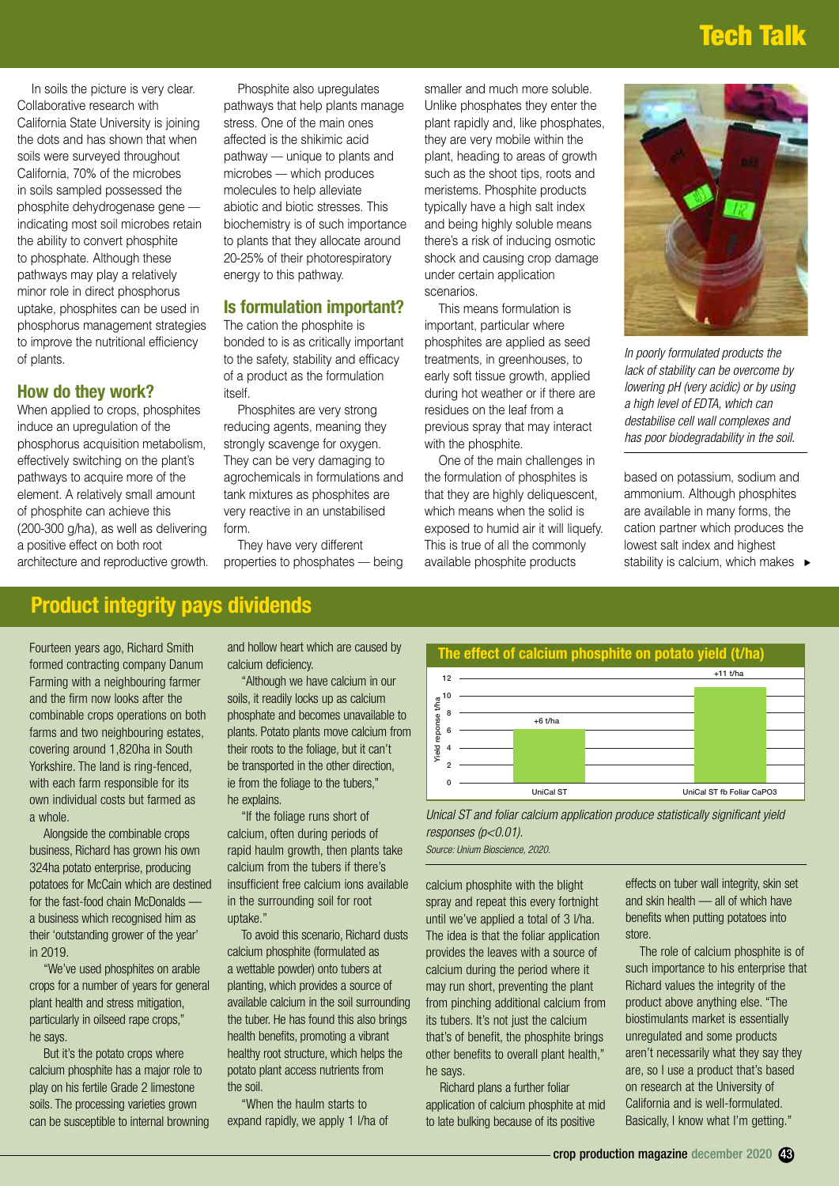In soils the picture is very clear. Collaborative research with California State University is joining the dots and has shown that when soils were surveyed throughout California, 70% of the microbes in soils sampled possessed the phosphite dehydrogenase gene — indicating most soil microbes retain the ability to convert phosphite to phosphate. Although these pathways may play a relatively minor role in direct phosphorus uptake, phosphites can be used in phosphorus management strategies to improve the nutritional efficiency of plants.

## How do they work?

When applied to crops, phosphites induce an upregulation of the phosphorus acquisition metabolism, effectively switching on the plant's pathways to acquire more of the element. A relatively small amount of phosphite can achieve this (200-300 g/ha), as well as delivering a positive effect on both root architecture and reproductive growth.

Phosphite also upregulates pathways that help plants manage stress. One of the main ones affected is the shikimic acid pathway — unique to plants and microbes — which produces molecules to help alleviate abiotic and biotic stresses. This biochemistry is of such importance to plants that they allocate around 20-25% of their photorespiratory energy to this pathway.

## Is formulation important?

The cation the phosphite is bonded to is as critically important to the safety, stability and efficacy of a product as the formulation itself.

Phosphites are very strong reducing agents, meaning they strongly scavenge for oxygen. They can be very damaging to agrochemicals in formulations and tank mixtures as phosphites are very reactive in an unstabilised form.

They have very different properties to phosphates — being smaller and much more soluble. Unlike phosphates they enter the plant rapidly and, like phosphates, they are very mobile within the plant, heading to areas of growth such as the shoot tips, roots and meristems. Phosphite products typically have a high salt index and being highly soluble means there's a risk of inducing osmotic shock and causing crop damage under certain application scenarios.

This means formulation is important, particular where phosphites are applied as seed treatments, in greenhouses, to early soft tissue growth, applied during hot weather or if there are residues on the leaf from a previous spray that may interact with the phosphite.

One of the main challenges in the formulation of phosphites is that they are highly deliquescent, which means when the solid is exposed to humid air it will liquefy. This is true of all the commonly available phosphite products based on potassium, sodium and ammonium. Although phosphites are available in many forms, the cation partner which produces the lowest salt index and highest stability is calcium, which makes ►

*In poorly formulated products the lack of stability can be overcome by lowering pH (very acidic) or by using a high level of EDTA, which can destabilise cell wall complexes and has poor biodegradability in the soil.*

## Product integrity pays dividends

Fourteen years ago, Richard Smith formed contracting company Danum Farming with a neighbouring farmer and the firm now looks after the combinable crops operations on both farms and two neighbouring estates, covering around 1,820ha in South Yorkshire. The land is ring-fenced, with each farm responsible for its own individual costs but farmed as a whole.

Alongside the combinable crops business, Richard has grown his own 324ha potato enterprise, producing potatoes for McCain which are destined for the fast-food chain McDonalds — a business which recognised him as their 'outstanding grower of the year' in 2019.

"We've used phosphites on arable crops for a number of years for general plant health and stress mitigation, particularly in oilseed rape crops," he says.

But it's the potato crops where calcium phosphite has a major role to play on his fertile Grade 2 limestone soils. The processing varieties grown can be susceptible to internal browning and hollow heart which are caused by calcium deficiency.

"Although we have calcium in our soils, it readily locks up as calcium phosphate and becomes unavailable to plants. Potato plants move calcium from their roots to the foliage, but it can't be transported in the other direction, ie from the foliage to the tubers," he explains.

"If the foliage runs short of calcium, often during periods of rapid haulm growth, then plants take calcium from the tubers if there's insufficient free calcium ions available in the surrounding soil for root uptake."

To avoid this scenario, Richard dusts calcium phosphite (formulated as a wettable powder) onto tubers at planting, which provides a source of available calcium in the soil surrounding the tuber. He has found this also brings health benefits, promoting a vibrant healthy root structure, which helps the potato plant access nutrients from the soil.

"When the haulm starts to expand rapidly, we apply 1 l/ha of calcium phosphite with the blight spray and repeat this every fortnight until we've applied a total of 3 l/ha. The idea is that the foliar application provides the leaves with a source of calcium during the period where it may run short, preventing the plant from pinching additional calcium from its tubers. It's not just the calcium that's of benefit, the phosphite brings other benefits to overall plant health," he says.

Richard plans a further foliar application of calcium phosphite at mid to late bulking because of its positive effects on tuber wall integrity, skin set and skin health — all of which have benefits when putting potatoes into store.

The role of calcium phosphite is of such importance to his enterprise that Richard values the integrity of the product above anything else. "The biostimulants market is essentially unregulated and some products aren't necessarily what they say they are, so I use a product that's based on research at the University of California and is well-formulated. Basically, I know what I'm getting."

**The effect of calcium phosphite on potato yield (t/ha)**

| Treatment | Yield response t/ha |
|---|---|
| UniCal ST | +6 t/ha |
| UniCal ST fb Foliar CaPO3 | +11 t/ha |

*Unical ST and foliar calcium application produce statistically significant yield responses ($p<0.01$).*

*Source: Unium Bioscience, 2020.*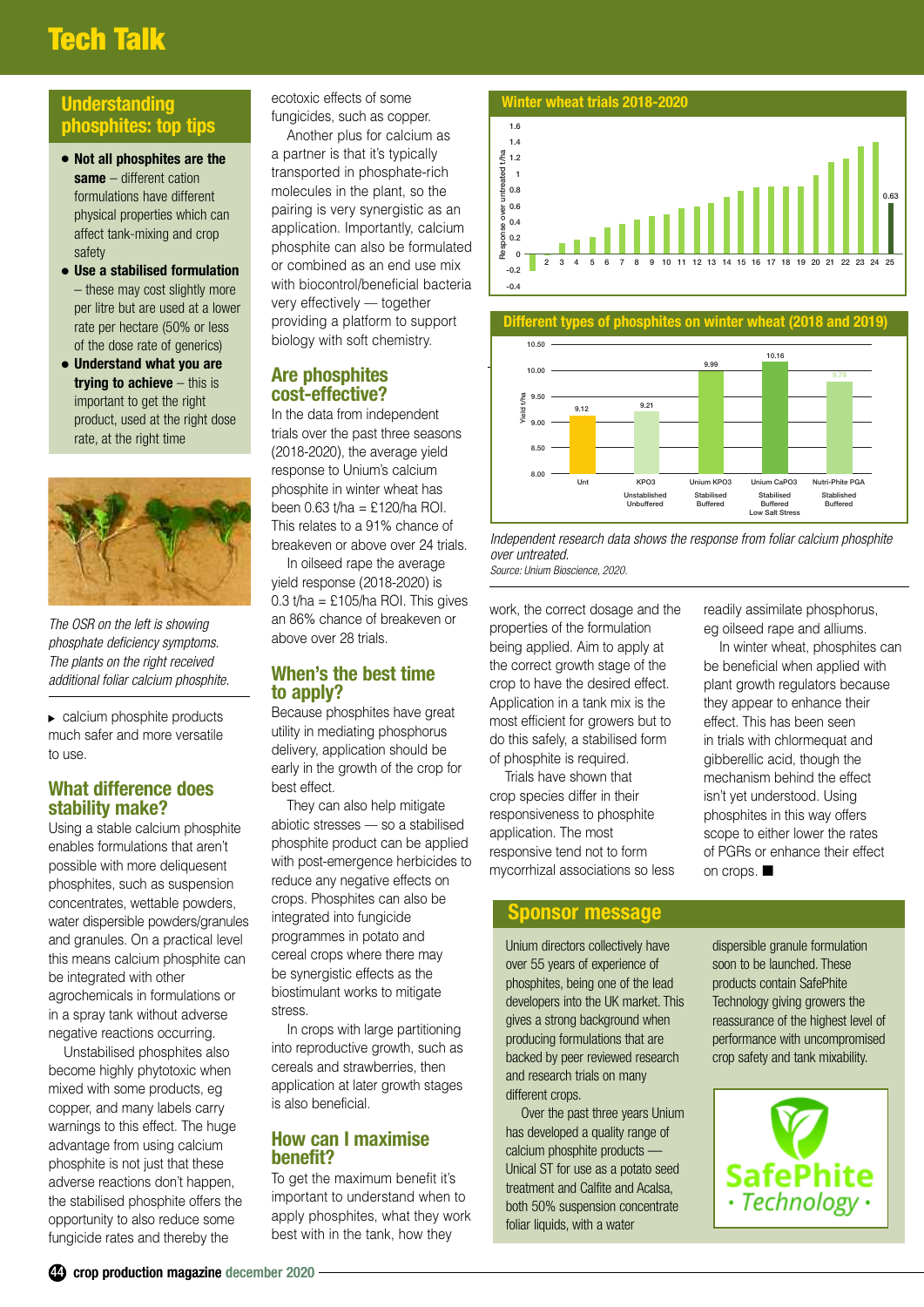# Tech Talk

## Understanding phosphites: top tips

- **Not all phosphites are the same** – different cation formulations have different physical properties which can affect tank-mixing and crop safety
- **Use a stabilised formulation** – these may cost slightly more per litre but are used at a lower rate per hectare (50% or less of the dose rate of generics)
- **Understand what you are trying to achieve** – this is important to get the right product, used at the right dose rate, at the right time

*The OSR on the left is showing phosphate deficiency symptoms. The plants on the right received additional foliar calcium phosphite.*

▸ calcium phosphite products much safer and more versatile to use.

## What difference does stability make?

Using a stable calcium phosphite enables formulations that aren't possible with more deliquesent phosphites, such as suspension concentrates, wettable powders, water dispersible powders/granules and granules. On a practical level this means calcium phosphite can be integrated with other agrochemicals in formulations or in a spray tank without adverse negative reactions occurring.

Unstabilised phosphites also become highly phytotoxic when mixed with some products, eg copper, and many labels carry warnings to this effect. The huge advantage from using calcium phosphite is not just that these adverse reactions don't happen, the stabilised phosphite offers the opportunity to also reduce some fungicide rates and thereby the ecotoxic effects of some fungicides, such as copper.

Another plus for calcium as a partner is that it's typically transported in phosphate-rich molecules in the plant, so the pairing is very synergistic as an application. Importantly, calcium phosphite can also be formulated or combined as an end use mix with biocontrol/beneficial bacteria very effectively — together providing a platform to support biology with soft chemistry.

## Are phosphites cost-effective?

In the data from independent trials over the past three seasons (2018-2020), the average yield response to Unium's calcium phosphite in winter wheat has been 0.63 t/ha = £120/ha ROI. This relates to a 91% chance of breakeven or above over 24 trials.

In oilseed rape the average yield response (2018-2020) is 0.3 t/ha = £105/ha ROI. This gives an 86% chance of breakeven or above over 28 trials.

## When's the best time to apply?

Because phosphites have great utility in mediating phosphorus delivery, application should be early in the growth of the crop for best effect.

They can also help mitigate abiotic stresses — so a stabilised phosphite product can be applied with post-emergence herbicides to reduce any negative effects on crops. Phosphites can also be integrated into fungicide programmes in potato and cereal crops where there may be synergistic effects as the biostimulant works to mitigate stress.

In crops with large partitioning into reproductive growth, such as cereals and strawberries, then application at later growth stages is also beneficial.

## How can I maximise benefit?

To get the maximum benefit it's important to understand when to apply phosphites, what they work best with in the tank, how they work, the correct dosage and the properties of the formulation being applied. Aim to apply at the correct growth stage of the crop to have the desired effect. Application in a tank mix is the most efficient for growers but to do this safely, a stabilised form of phosphite is required.

Trials have shown that crop species differ in their responsiveness to phosphite application. The most responsive tend not to form mycorrhizal associations so less readily assimilate phosphorus, eg oilseed rape and alliums.

In winter wheat, phosphites can be beneficial when applied with plant growth regulators because they appear to enhance their effect. This has been seen in trials with chlormequat and gibberellic acid, though the mechanism behind the effect isn't yet understood. Using phosphites in this way offers scope to either lower the rates of PGRs or enhance their effect on crops. ■

**Winter wheat trials 2018-2020**

Response over untreated t/ha

1.6
1.4
1.2
1
0.8
0.6
0.4
0.2
0
-0.2
-0.4

2 3 4 5 6 7 8 9 10 11 12 13 14 15 16 17 18 19 20 21 22 23 24 25

0.63

**Different types of phosphites on winter wheat (2018 and 2019)**

Yield t/ha

10.50
10.00
9.50
9.00
8.50
8.00

Unt: 9.12
KPO3 Unstablished Unbuffered: 9.21
Unium KPO3 Stabilised Buffered: 9.99
Unium CaPO3 Stabilised Buffered Low Salt Stress: 10.16
Nutri-Phite PGA Stablished Buffered: 9.79

*Independent research data shows the response from foliar calcium phosphite over untreated.*
*Source: Unium Bioscience, 2020.*

## Sponsor message

Unium directors collectively have over 55 years of experience of phosphites, being one of the lead developers into the UK market. This gives a strong background when producing formulations that are backed by peer reviewed research and research trials on many different crops.

Over the past three years Unium has developed a quality range of calcium phosphite products — Unical ST for use as a potato seed treatment and Calfite and Acalsa, both 50% suspension concentrate foliar liquids, with a water dispersible granule formulation soon to be launched. These products contain SafePhite Technology giving growers the reassurance of the highest level of performance with uncompromised crop safety and tank mixability.

SafePhite · Technology ·